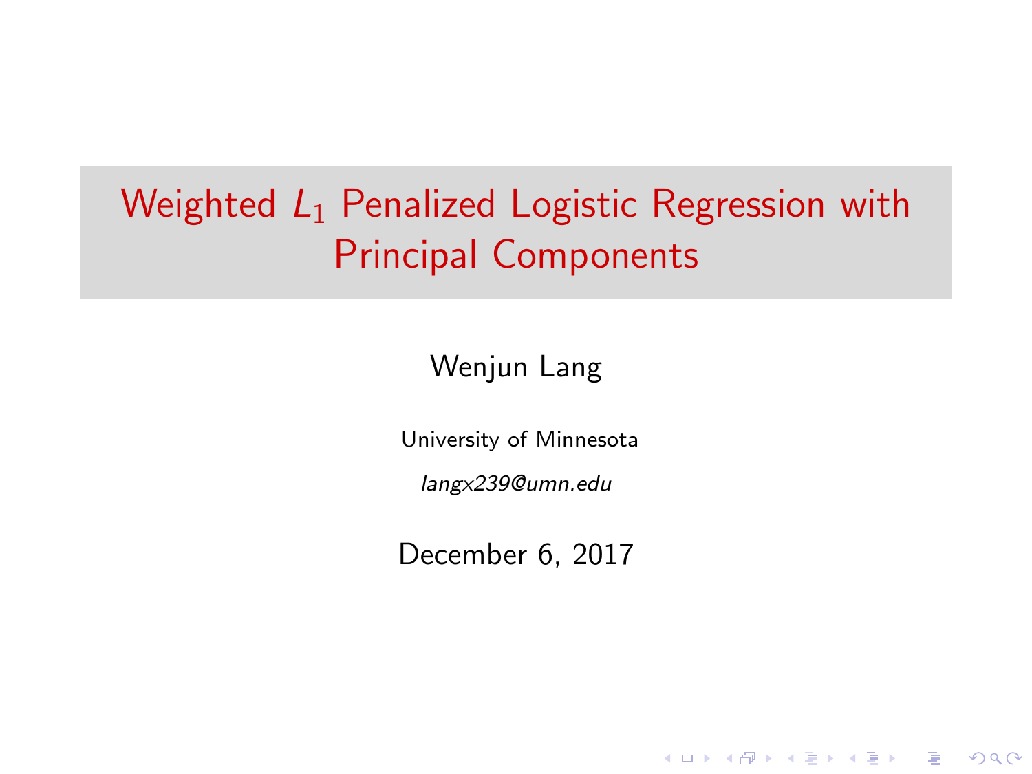# Weighted $L_1$ Penalized Logistic Regression with Principal Components

Wenjun Lang

University of Minnesota

*langx239@umn.edu*

December 6, 2017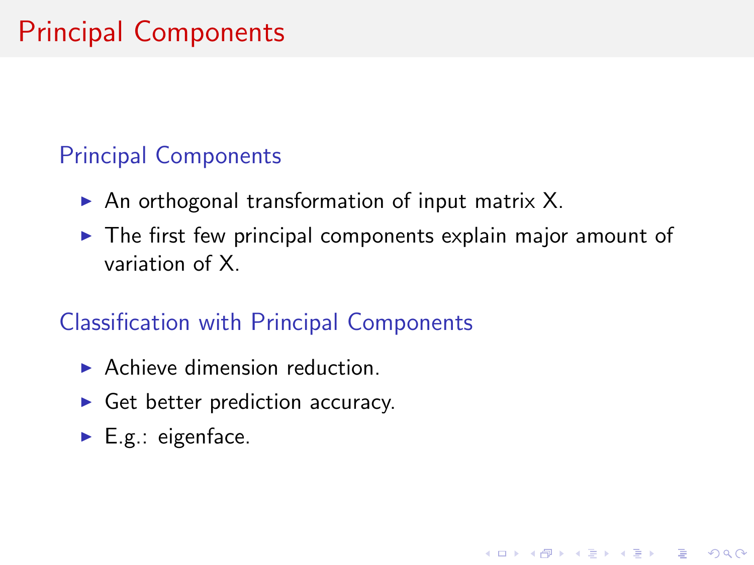# Principal Components

## Principal Components

- An orthogonal transformation of input matrix X.
- The first few principal components explain major amount of variation of X.

## Classification with Principal Components

- Achieve dimension reduction.
- Get better prediction accuracy.
- E.g.: eigenface.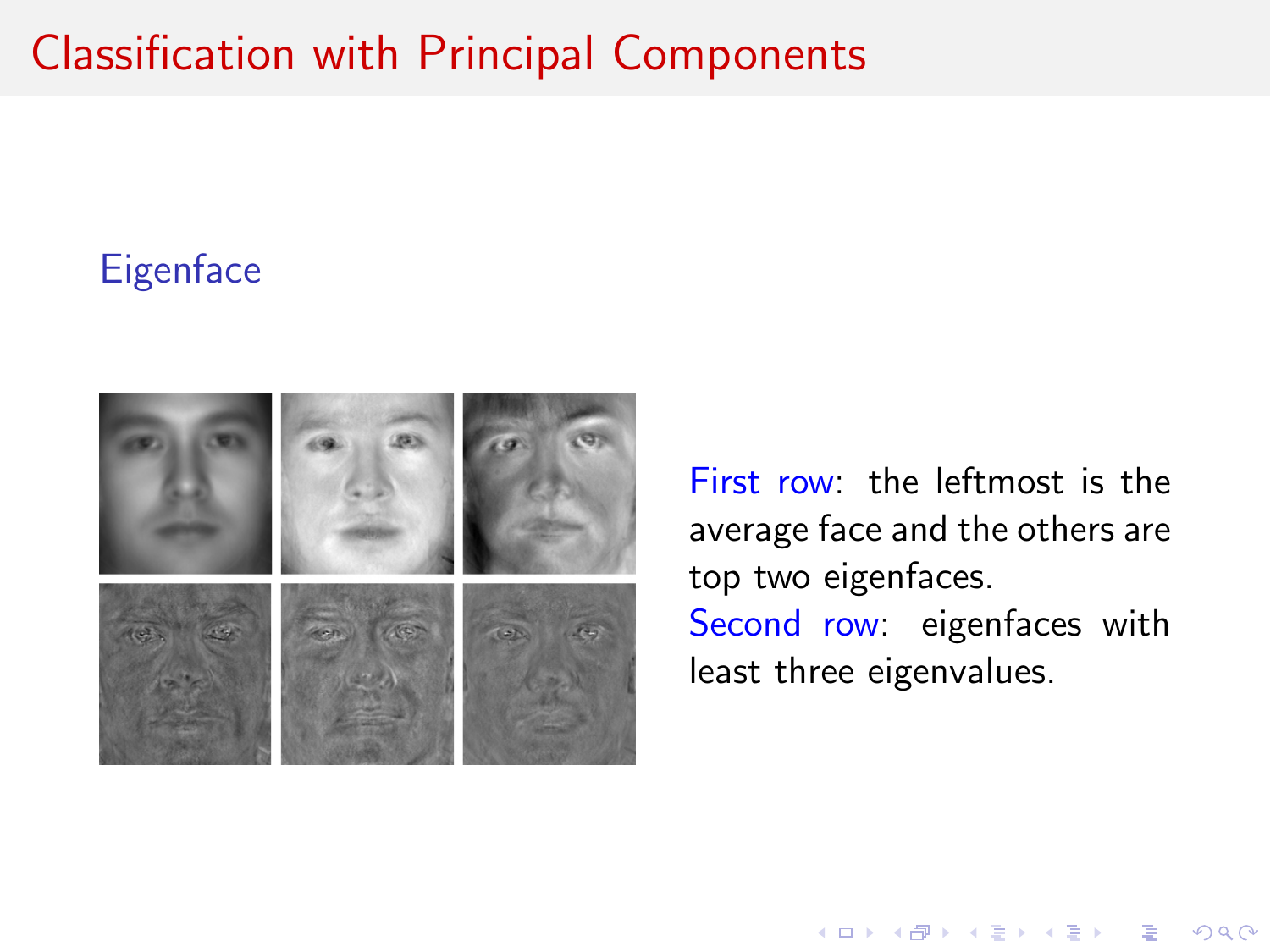# Classification with Principal Components

## Eigenface

First row: the leftmost is the average face and the others are top two eigenfaces.

Second row: eigenfaces with least three eigenvalues.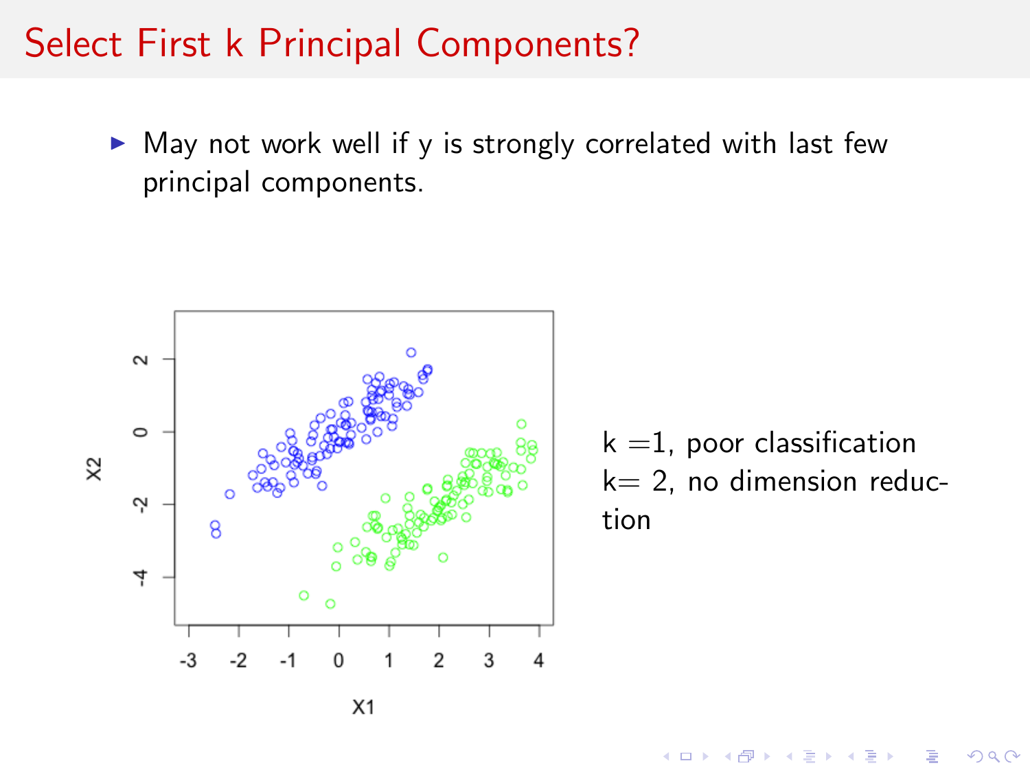# Select First k Principal Components?

- May not work well if y is strongly correlated with last few principal components.

k =1, poor classification
k= 2, no dimension reduction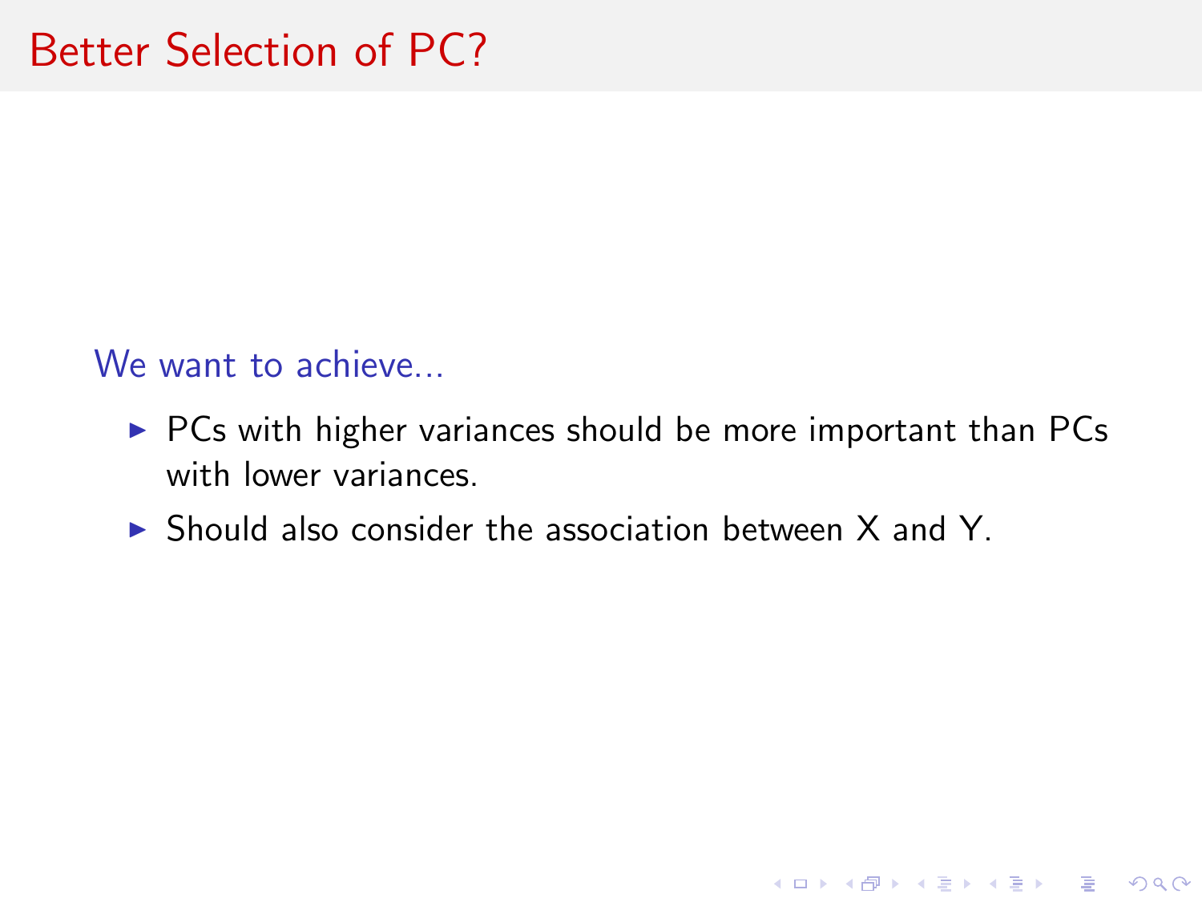# Better Selection of PC?

We want to achieve...

- PCs with higher variances should be more important than PCs with lower variances.
- Should also consider the association between X and Y.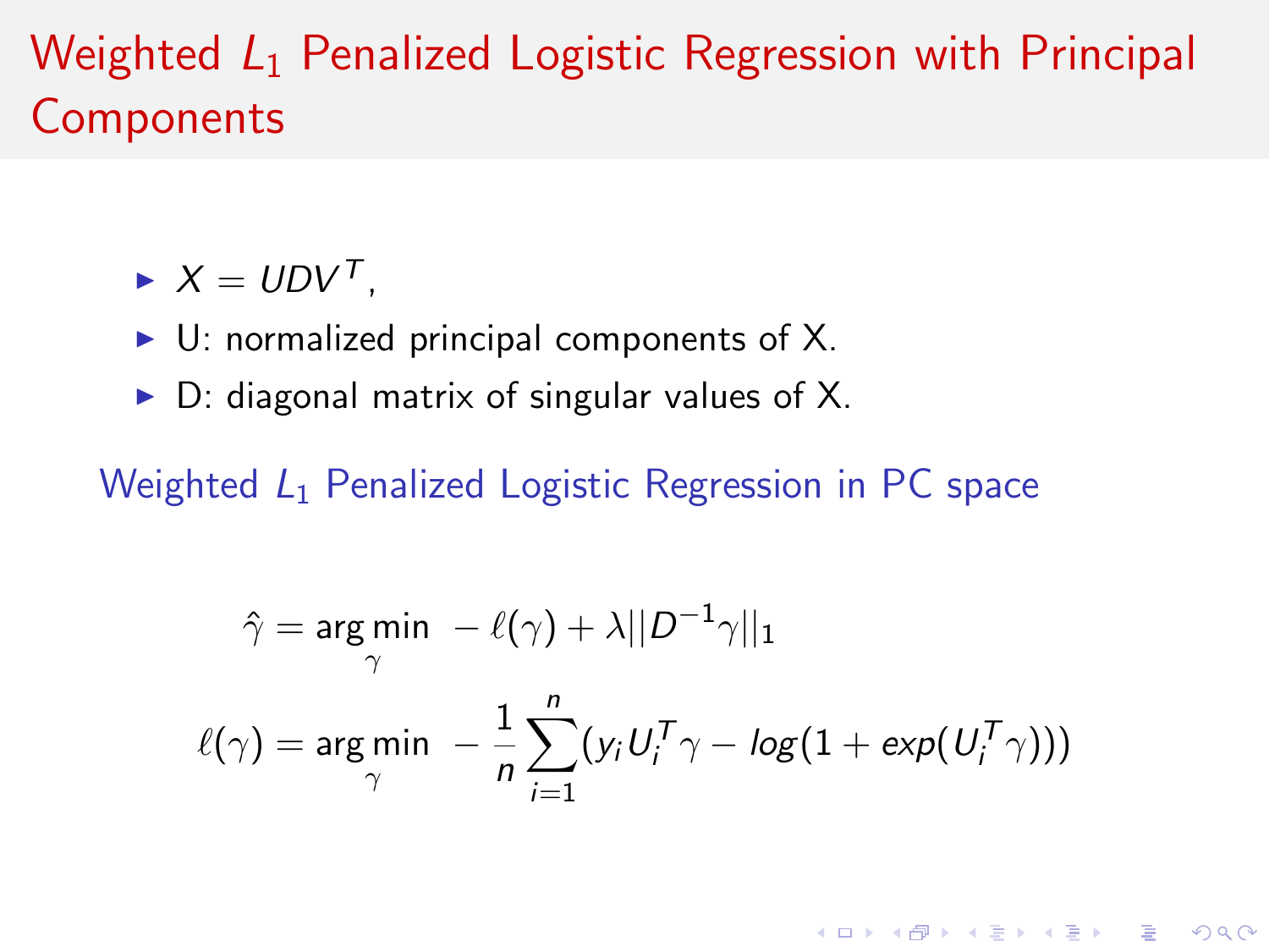# Weighted $L_1$ Penalized Logistic Regression with Principal Components

- $X = UDV^T$,
- U: normalized principal components of X.
- D: diagonal matrix of singular values of X.

## Weighted $L_1$ Penalized Logistic Regression in PC space

$$\hat{\gamma} = \arg\min_{\gamma} \; -\ell(\gamma) + \lambda ||D^{-1}\gamma||_1$$

$$\ell(\gamma) = \arg\min_{\gamma} \; -\frac{1}{n}\sum_{i=1}^{n}(y_i U_i^T \gamma - log(1 + exp(U_i^T \gamma)))$$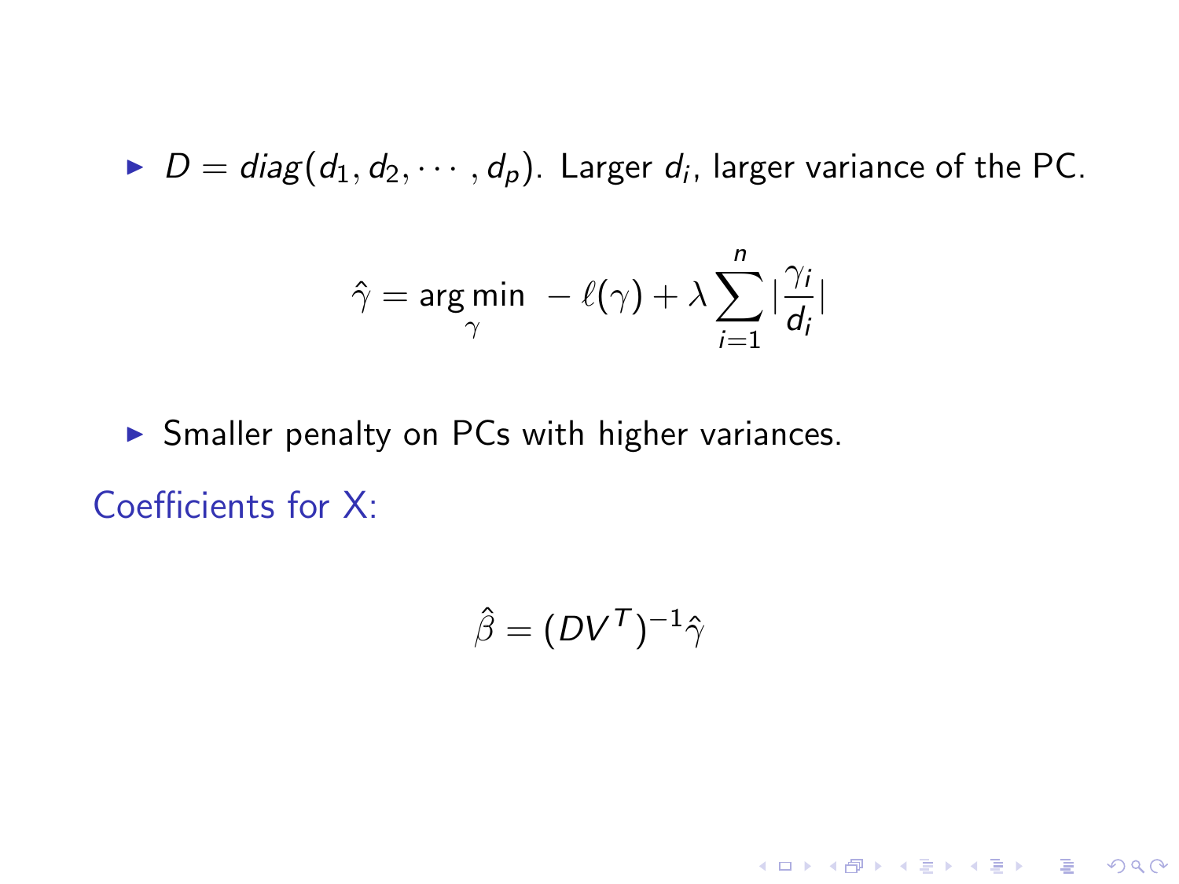- $D = diag(d_1, d_2, \cdots, d_p)$. Larger $d_i$, larger variance of the PC.

$$\hat{\gamma} = \arg\min_{\gamma} \; -\ell(\gamma) + \lambda \sum_{i=1}^{n} |\frac{\gamma_i}{d_i}|$$

- Smaller penalty on PCs with higher variances.

Coefficients for X:

$$\hat{\beta} = (DV^T)^{-1}\hat{\gamma}$$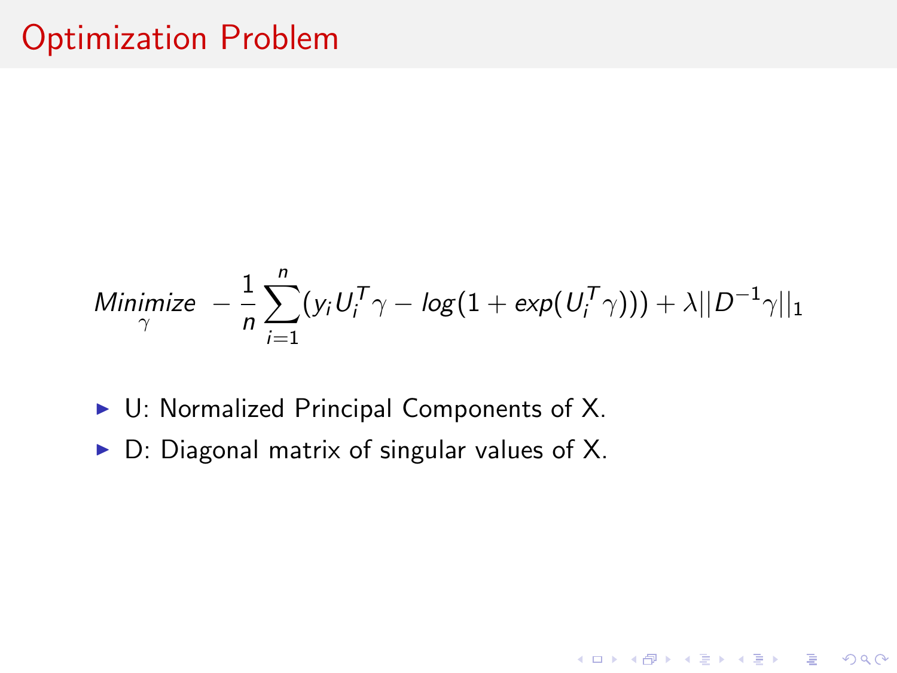# Optimization Problem

$$\underset{\gamma}{Minimize} \; -\frac{1}{n}\sum_{i=1}^{n}(y_i U_i^T \gamma - log(1 + exp(U_i^T \gamma))) + \lambda ||D^{-1}\gamma||_1$$

- U: Normalized Principal Components of X.
- D: Diagonal matrix of singular values of X.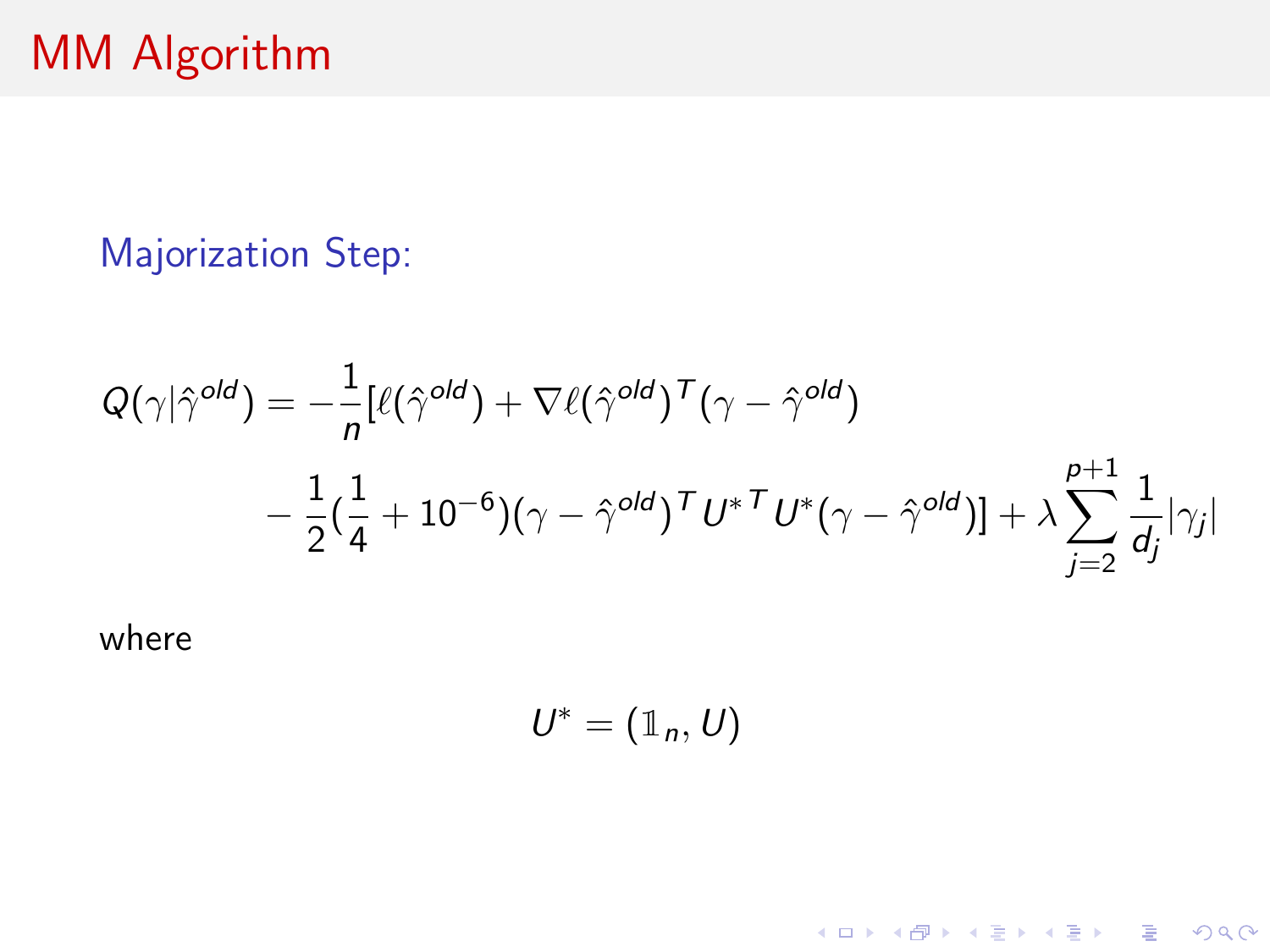# MM Algorithm

## Majorization Step:

$$
\begin{aligned}
Q(\gamma|\hat{\gamma}^{old}) = & -\frac{1}{n}[\ell(\hat{\gamma}^{old}) + \nabla\ell(\hat{\gamma}^{old})^T(\gamma - \hat{\gamma}^{old}) \\
& - \frac{1}{2}(\frac{1}{4} + 10^{-6})(\gamma - \hat{\gamma}^{old})^T {U^*}^T U^*(\gamma - \hat{\gamma}^{old})] + \lambda \sum_{j=2}^{p+1} \frac{1}{d_j}|\gamma_j|
\end{aligned}
$$

where

$$
U^* = (\mathbb{1}_n, U)
$$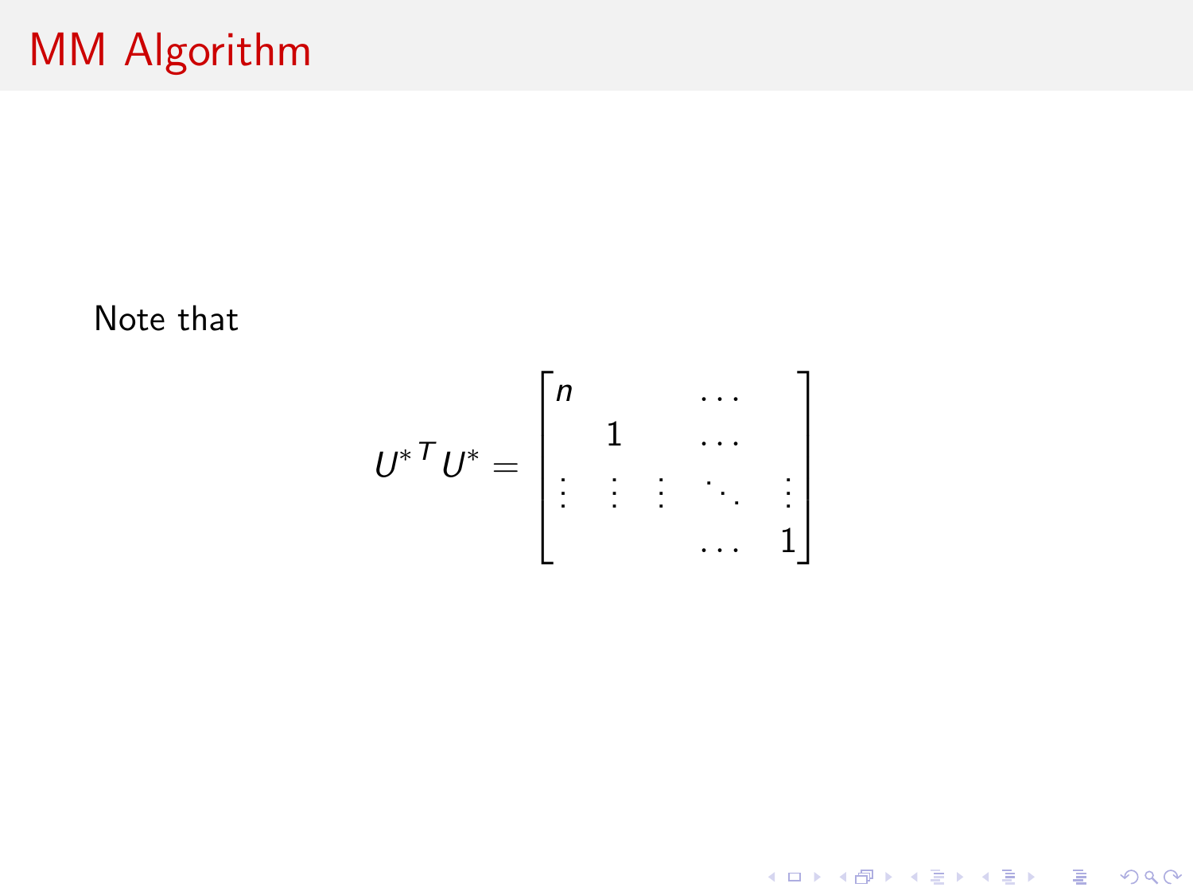# MM Algorithm

Note that

$$
{U^*}^T U^* = \begin{bmatrix} n & & & \cdots & \\ & 1 & & \cdots & \\ \vdots & \vdots & \vdots & \ddots & \vdots \\ & & & \cdots & 1 \end{bmatrix}
$$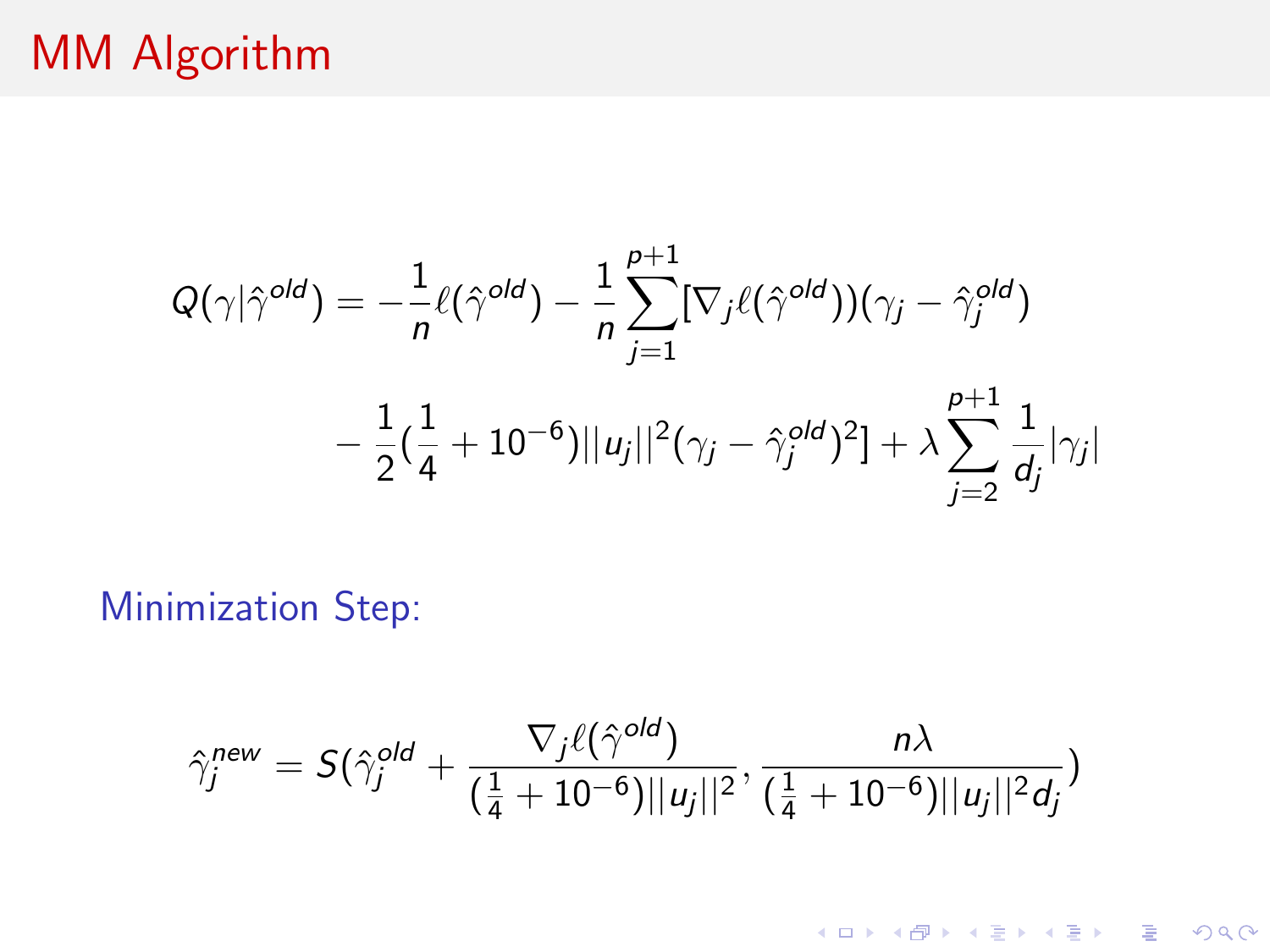# MM Algorithm

$$
\begin{aligned}
Q(\gamma|\hat{\gamma}^{old}) = & -\frac{1}{n}\ell(\hat{\gamma}^{old}) - \frac{1}{n}\sum_{j=1}^{p+1}[\nabla_j \ell(\hat{\gamma}^{old}))(\gamma_j - \hat{\gamma}_j^{old}) \\
& - \frac{1}{2}(\frac{1}{4} + 10^{-6})||u_j||^2(\gamma_j - \hat{\gamma}_j^{old})^2] + \lambda \sum_{j=2}^{p+1}\frac{1}{d_j}|\gamma_j|
\end{aligned}
$$

Minimization Step:

$$
\hat{\gamma}_j^{new} = S(\hat{\gamma}_j^{old} + \frac{\nabla_j \ell(\hat{\gamma}^{old})}{(\frac{1}{4} + 10^{-6})||u_j||^2}, \frac{n\lambda}{(\frac{1}{4} + 10^{-6})||u_j||^2 d_j})
$$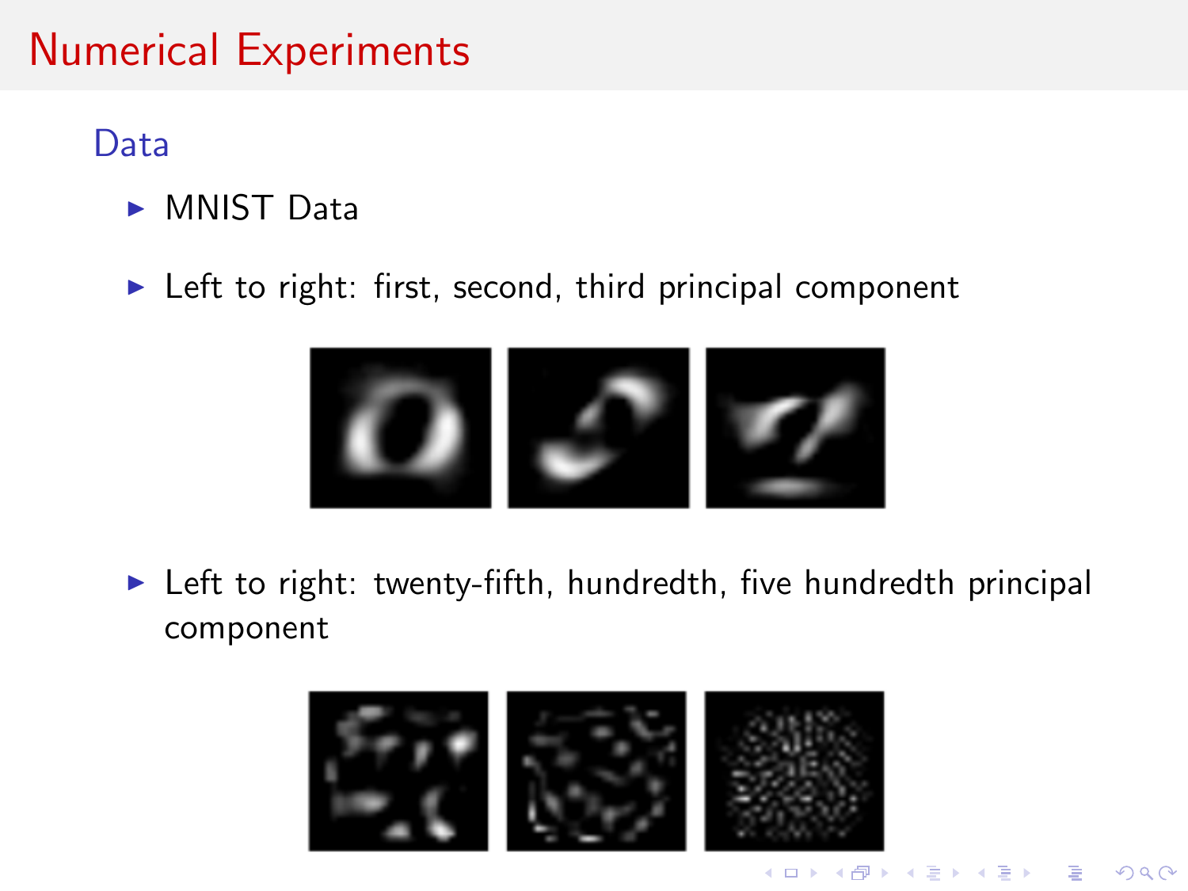# Numerical Experiments

## Data

- MNIST Data
- Left to right: first, second, third principal component
- Left to right: twenty-fifth, hundredth, five hundredth principal component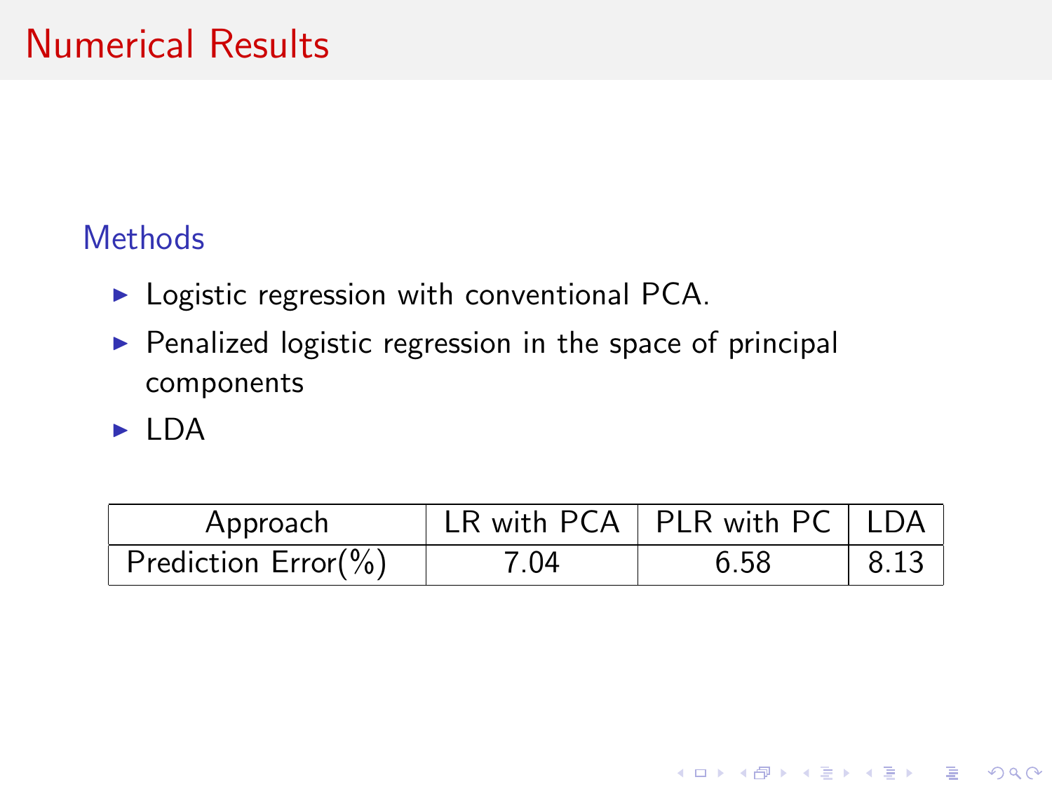# Numerical Results

### Methods

- Logistic regression with conventional PCA.
- Penalized logistic regression in the space of principal components
- LDA

| Approach | LR with PCA | PLR with PC | LDA |
|---|---|---|---|
| Prediction Error(%) | 7.04 | 6.58 | 8.13 |